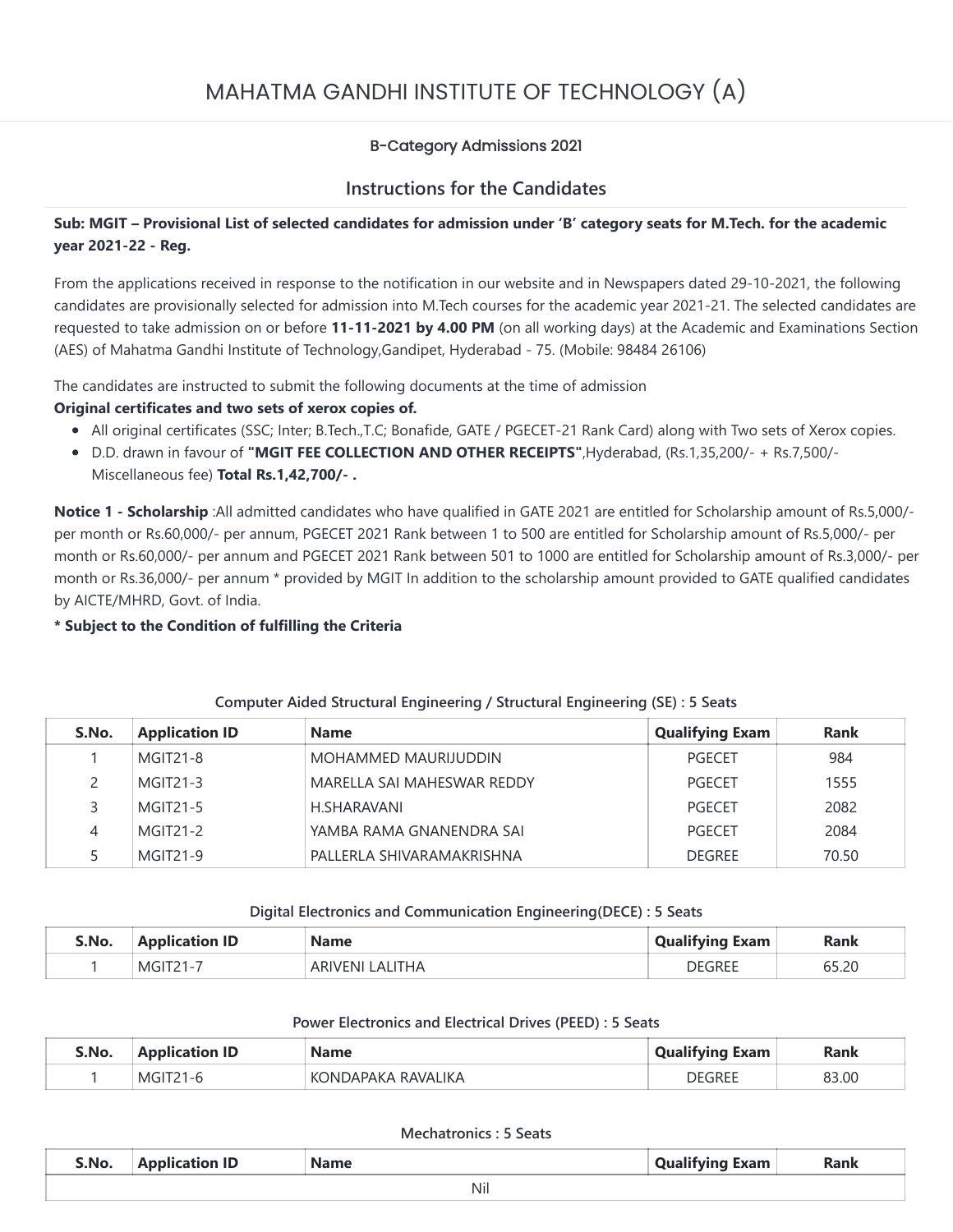# MAHATMA GANDHI INSTITUTE OF TECHNOLOGY (A)

### B-Category Admissions 2021

## Instructions for the Candidates

**Sub: MGIT – Provisional List of selected candidates for admission under 'B' category seats for M.Tech. for the academic year 2021-22 - Reg.**

From the applications received in response to the notification in our website and in Newspapers dated 29-10-2021, the following candidates are provisionally selected for admission into M.Tech courses for the academic year 2021-21. The selected candidates are requested to take admission on or before **11-11-2021 by 4.00 PM** (on all working days) at the Academic and Examinations Section (AES) of Mahatma Gandhi Institute of Technology,Gandipet, Hyderabad - 75. (Mobile: 98484 26106)

The candidates are instructed to submit the following documents at the time of admission

**Original certificates and two sets of xerox copies of.**

- All original certificates (SSC; Inter; B.Tech.,T.C; Bonafide, GATE / PGECET-21 Rank Card) along with Two sets of Xerox copies.
- D.D. drawn in favour of **"MGIT FEE COLLECTION AND OTHER RECEIPTS"**,Hyderabad, (Rs.1,35,200/- + Rs.7,500/- Miscellaneous fee) **Total Rs.1,42,700/- .**

**Notice 1 - Scholarship** :All admitted candidates who have qualified in GATE 2021 are entitled for Scholarship amount of Rs.5,000/- per month or Rs.60,000/- per annum, PGECET 2021 Rank between 1 to 500 are entitled for Scholarship amount of Rs.5,000/- per month or Rs.60,000/- per annum and PGECET 2021 Rank between 501 to 1000 are entitled for Scholarship amount of Rs.3,000/- per month or Rs.36,000/- per annum * provided by MGIT In addition to the scholarship amount provided to GATE qualified candidates by AICTE/MHRD, Govt. of India.

**\* Subject to the Condition of fulfilling the Criteria**

**Computer Aided Structural Engineering / Structural Engineering (SE) : 5 Seats**

| S.No. | Application ID | Name | Qualifying Exam | Rank |
|---|---|---|---|---|
| 1 | MGIT21-8 | MOHAMMED MAURIJUDDIN | PGECET | 984 |
| 2 | MGIT21-3 | MARELLA SAI MAHESWAR REDDY | PGECET | 1555 |
| 3 | MGIT21-5 | H.SHARAVANI | PGECET | 2082 |
| 4 | MGIT21-2 | YAMBA RAMA GNANENDRA SAI | PGECET | 2084 |
| 5 | MGIT21-9 | PALLERLA SHIVARAMAKRISHNA | DEGREE | 70.50 |

**Digital Electronics and Communication Engineering(DECE) : 5 Seats**

| S.No. | Application ID | Name | Qualifying Exam | Rank |
|---|---|---|---|---|
| 1 | MGIT21-7 | ARIVENI LALITHA | DEGREE | 65.20 |

**Power Electronics and Electrical Drives (PEED) : 5 Seats**

| S.No. | Application ID | Name | Qualifying Exam | Rank |
|---|---|---|---|---|
| 1 | MGIT21-6 | KONDAPAKA RAVALIKA | DEGREE | 83.00 |

**Mechatronics : 5 Seats**

| S.No. | Application ID | Name | Qualifying Exam | Rank |
|---|---|---|---|---|
| Nil | | | | |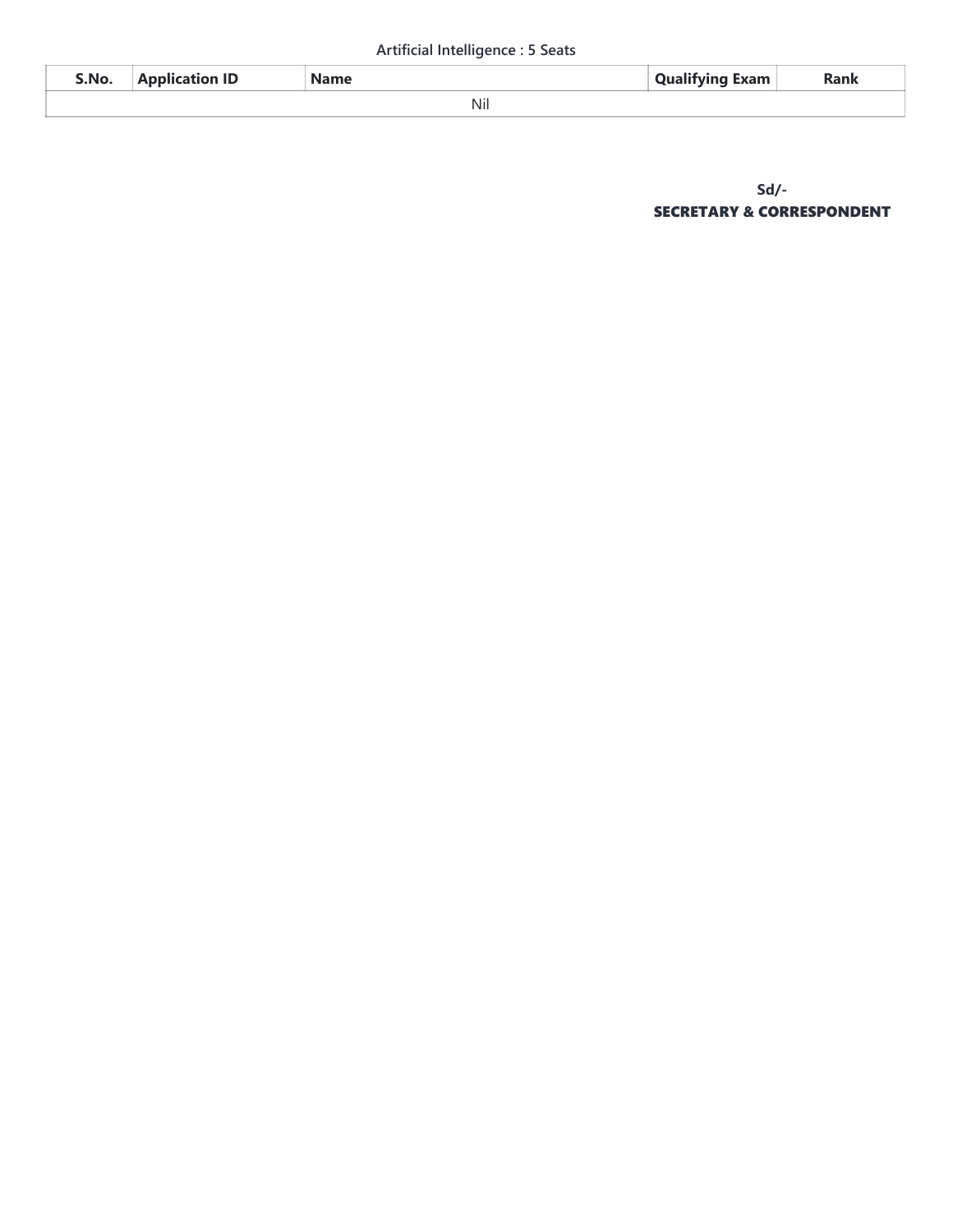Artificial Intelligence : 5 Seats

| S.No. | Application ID | Name | Qualifying Exam | Rank |
|---|---|---|---|---|
| Nil | | | | |

**Sd/-**
**SECRETARY & CORRESPONDENT**